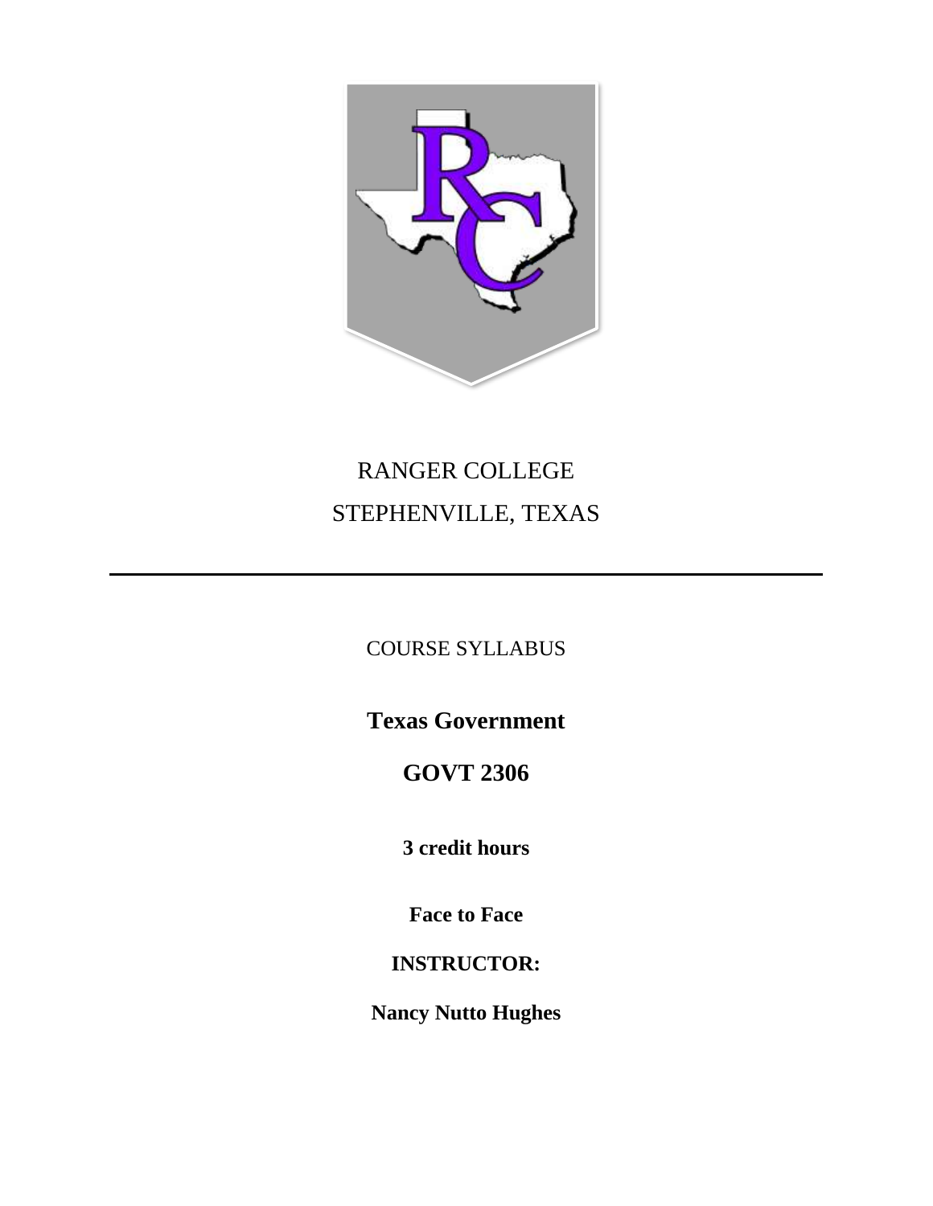RANGER COLLEGE

STEPHENVILLE, TEXAS

---

COURSE SYLLABUS

# Texas Government

# GOVT 2306

**3 credit hours**

**Face to Face**

**INSTRUCTOR:**

**Nancy Nutto Hughes**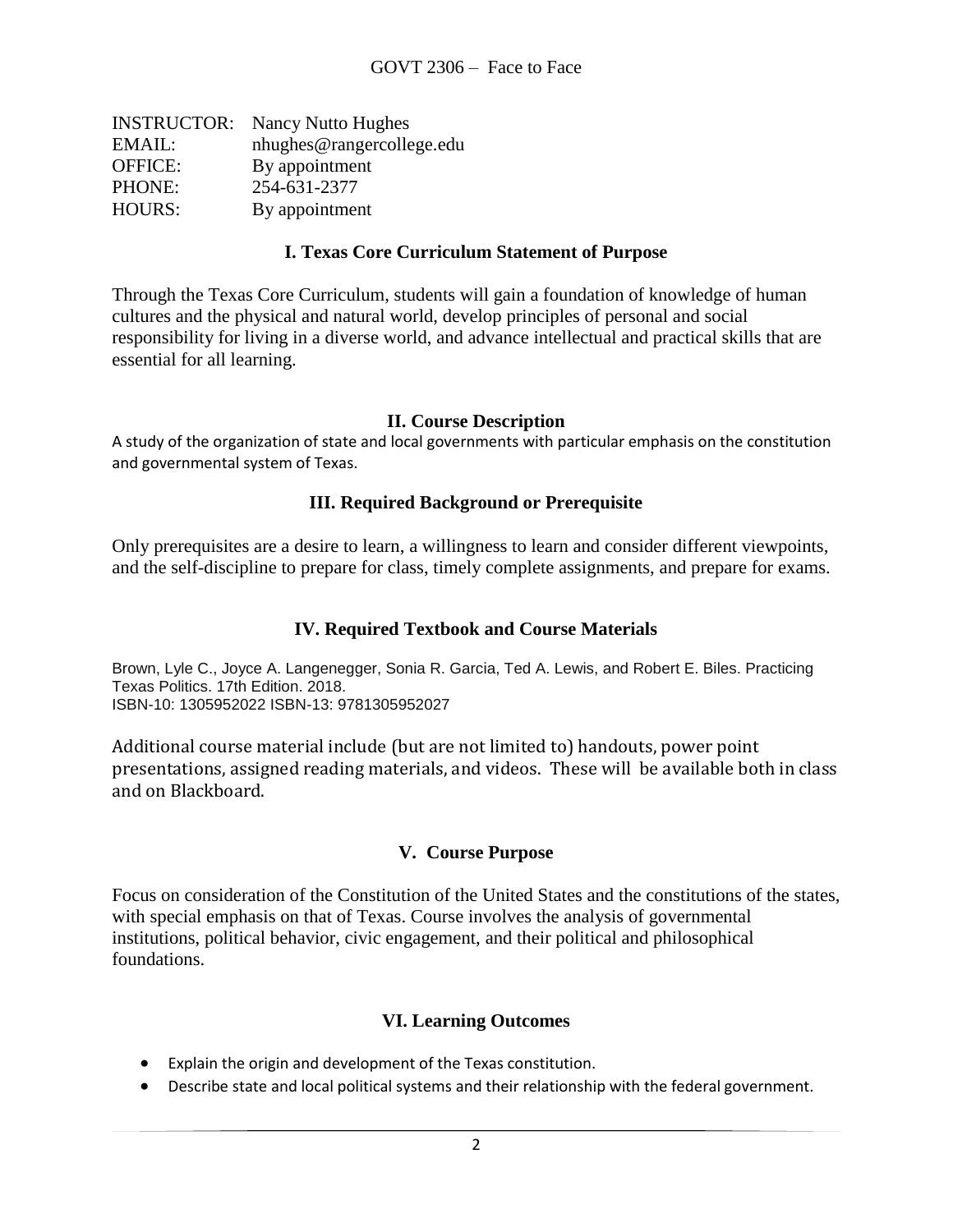GOVT 2306 – Face to Face

INSTRUCTOR: Nancy Nutto Hughes
EMAIL: nhughes@rangercollege.edu
OFFICE: By appointment
PHONE: 254-631-2377
HOURS: By appointment

## I. Texas Core Curriculum Statement of Purpose

Through the Texas Core Curriculum, students will gain a foundation of knowledge of human cultures and the physical and natural world, develop principles of personal and social responsibility for living in a diverse world, and advance intellectual and practical skills that are essential for all learning.

## II. Course Description

A study of the organization of state and local governments with particular emphasis on the constitution and governmental system of Texas.

## III. Required Background or Prerequisite

Only prerequisites are a desire to learn, a willingness to learn and consider different viewpoints, and the self-discipline to prepare for class, timely complete assignments, and prepare for exams.

## IV. Required Textbook and Course Materials

Brown, Lyle C., Joyce A. Langenegger, Sonia R. Garcia, Ted A. Lewis, and Robert E. Biles. Practicing Texas Politics. 17th Edition. 2018.
ISBN-10: 1305952022 ISBN-13: 9781305952027

Additional course material include (but are not limited to) handouts, power point presentations, assigned reading materials, and videos. These will be available both in class and on Blackboard.

## V. Course Purpose

Focus on consideration of the Constitution of the United States and the constitutions of the states, with special emphasis on that of Texas. Course involves the analysis of governmental institutions, political behavior, civic engagement, and their political and philosophical foundations.

## VI. Learning Outcomes

- Explain the origin and development of the Texas constitution.
- Describe state and local political systems and their relationship with the federal government.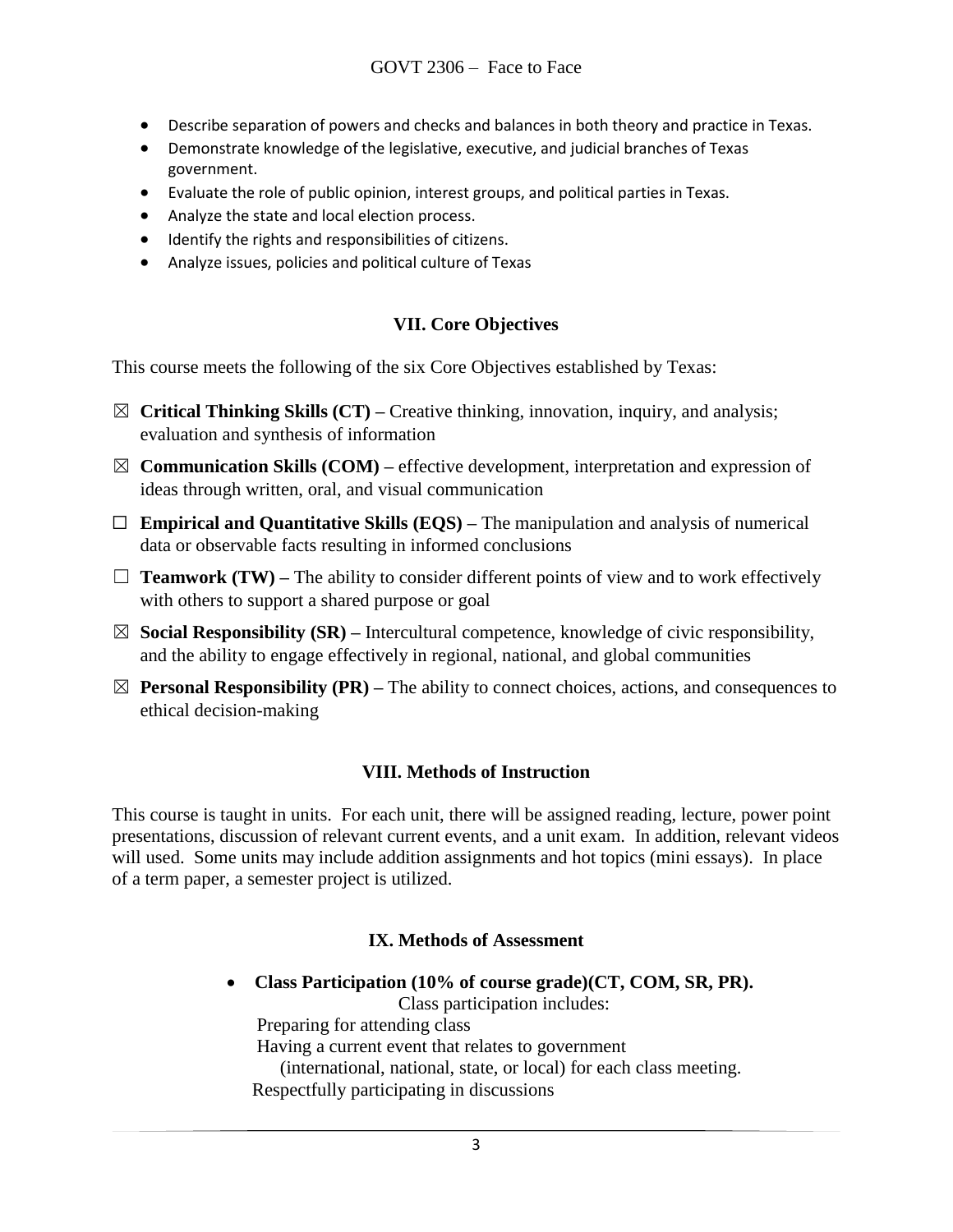- Describe separation of powers and checks and balances in both theory and practice in Texas.
- Demonstrate knowledge of the legislative, executive, and judicial branches of Texas government.
- Evaluate the role of public opinion, interest groups, and political parties in Texas.
- Analyze the state and local election process.
- Identify the rights and responsibilities of citizens.
- Analyze issues, policies and political culture of Texas

## VII. Core Objectives

This course meets the following of the six Core Objectives established by Texas:

☒ **Critical Thinking Skills (CT) –** Creative thinking, innovation, inquiry, and analysis; evaluation and synthesis of information

☒ **Communication Skills (COM) –** effective development, interpretation and expression of ideas through written, oral, and visual communication

☐ **Empirical and Quantitative Skills (EQS) –** The manipulation and analysis of numerical data or observable facts resulting in informed conclusions

☐ **Teamwork (TW) –** The ability to consider different points of view and to work effectively with others to support a shared purpose or goal

☒ **Social Responsibility (SR) –** Intercultural competence, knowledge of civic responsibility, and the ability to engage effectively in regional, national, and global communities

☒ **Personal Responsibility (PR) –** The ability to connect choices, actions, and consequences to ethical decision-making

## VIII. Methods of Instruction

This course is taught in units. For each unit, there will be assigned reading, lecture, power point presentations, discussion of relevant current events, and a unit exam. In addition, relevant videos will used. Some units may include addition assignments and hot topics (mini essays). In place of a term paper, a semester project is utilized.

## IX. Methods of Assessment

- **Class Participation (10% of course grade)(CT, COM, SR, PR).**

  Class participation includes:

  Preparing for attending class

  Having a current event that relates to government (international, national, state, or local) for each class meeting.

  Respectfully participating in discussions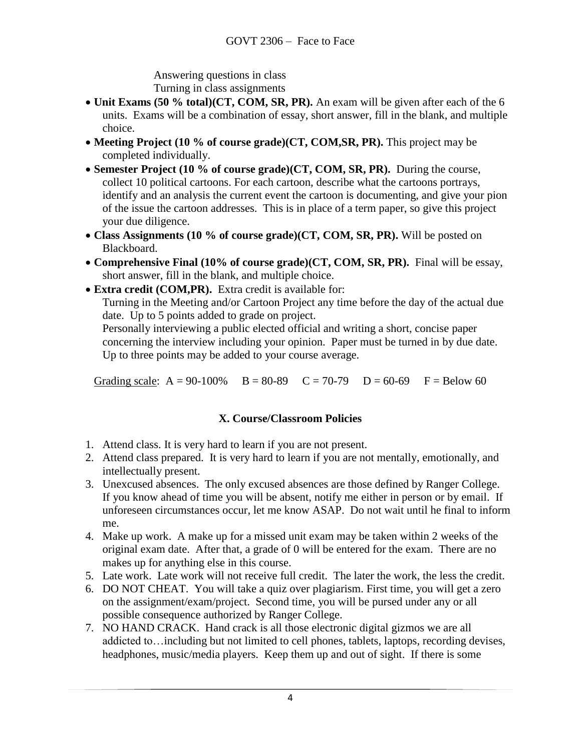Answering questions in class
Turning in class assignments

- **Unit Exams (50 % total)(CT, COM, SR, PR).** An exam will be given after each of the 6 units. Exams will be a combination of essay, short answer, fill in the blank, and multiple choice.
- **Meeting Project (10 % of course grade)(CT, COM,SR, PR).** This project may be completed individually.
- **Semester Project (10 % of course grade)(CT, COM, SR, PR).** During the course, collect 10 political cartoons. For each cartoon, describe what the cartoons portrays, identify and an analysis the current event the cartoon is documenting, and give your pion of the issue the cartoon addresses. This is in place of a term paper, so give this project your due diligence.
- **Class Assignments (10 % of course grade)(CT, COM, SR, PR).** Will be posted on Blackboard.
- **Comprehensive Final (10% of course grade)(CT, COM, SR, PR).** Final will be essay, short answer, fill in the blank, and multiple choice.
- **Extra credit (COM,PR).** Extra credit is available for:
  Turning in the Meeting and/or Cartoon Project any time before the day of the actual due date. Up to 5 points added to grade on project.
  Personally interviewing a public elected official and writing a short, concise paper concerning the interview including your opinion. Paper must be turned in by due date. Up to three points may be added to your course average.

Grading scale: A = 90-100% B = 80-89 C = 70-79 D = 60-69 F = Below 60

## X. Course/Classroom Policies

1. Attend class. It is very hard to learn if you are not present.
2. Attend class prepared. It is very hard to learn if you are not mentally, emotionally, and intellectually present.
3. Unexcused absences. The only excused absences are those defined by Ranger College. If you know ahead of time you will be absent, notify me either in person or by email. If unforeseen circumstances occur, let me know ASAP. Do not wait until he final to inform me.
4. Make up work. A make up for a missed unit exam may be taken within 2 weeks of the original exam date. After that, a grade of 0 will be entered for the exam. There are no makes up for anything else in this course.
5. Late work. Late work will not receive full credit. The later the work, the less the credit.
6. DO NOT CHEAT. You will take a quiz over plagiarism. First time, you will get a zero on the assignment/exam/project. Second time, you will be pursed under any or all possible consequence authorized by Ranger College.
7. NO HAND CRACK. Hand crack is all those electronic digital gizmos we are all addicted to…including but not limited to cell phones, tablets, laptops, recording devises, headphones, music/media players. Keep them up and out of sight. If there is some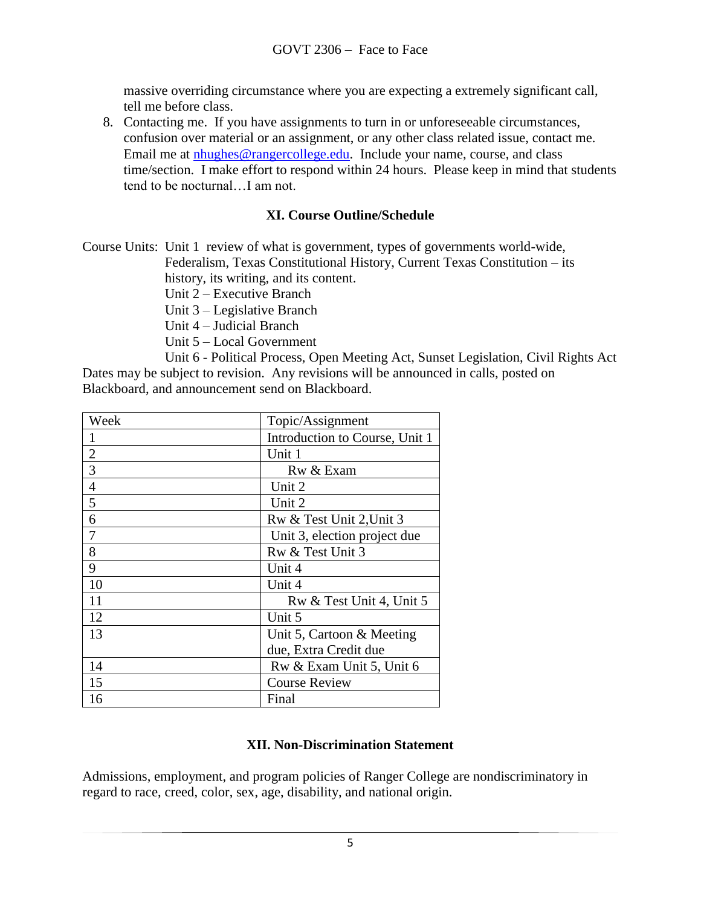massive overriding circumstance where you are expecting a extremely significant call, tell me before class.

8. Contacting me. If you have assignments to turn in or unforeseeable circumstances, confusion over material or an assignment, or any other class related issue, contact me. Email me at nhughes@rangercollege.edu. Include your name, course, and class time/section. I make effort to respond within 24 hours. Please keep in mind that students tend to be nocturnal…I am not.

## XI. Course Outline/Schedule

Course Units: Unit 1 review of what is government, types of governments world-wide, Federalism, Texas Constitutional History, Current Texas Constitution – its history, its writing, and its content.
Unit 2 – Executive Branch
Unit 3 – Legislative Branch
Unit 4 – Judicial Branch
Unit 5 – Local Government
Unit 6 - Political Process, Open Meeting Act, Sunset Legislation, Civil Rights Act

Dates may be subject to revision. Any revisions will be announced in calls, posted on Blackboard, and announcement send on Blackboard.

| Week | Topic/Assignment |
|---|---|
| 1 | Introduction to Course, Unit 1 |
| 2 | Unit 1 |
| 3 | Rw & Exam |
| 4 | Unit 2 |
| 5 | Unit 2 |
| 6 | Rw & Test Unit 2,Unit 3 |
| 7 | Unit 3, election project due |
| 8 | Rw & Test Unit 3 |
| 9 | Unit 4 |
| 10 | Unit 4 |
| 11 | Rw & Test Unit 4, Unit 5 |
| 12 | Unit 5 |
| 13 | Unit 5, Cartoon & Meeting due, Extra Credit due |
| 14 | Rw & Exam Unit 5, Unit 6 |
| 15 | Course Review |
| 16 | Final |

## XII. Non-Discrimination Statement

Admissions, employment, and program policies of Ranger College are nondiscriminatory in regard to race, creed, color, sex, age, disability, and national origin.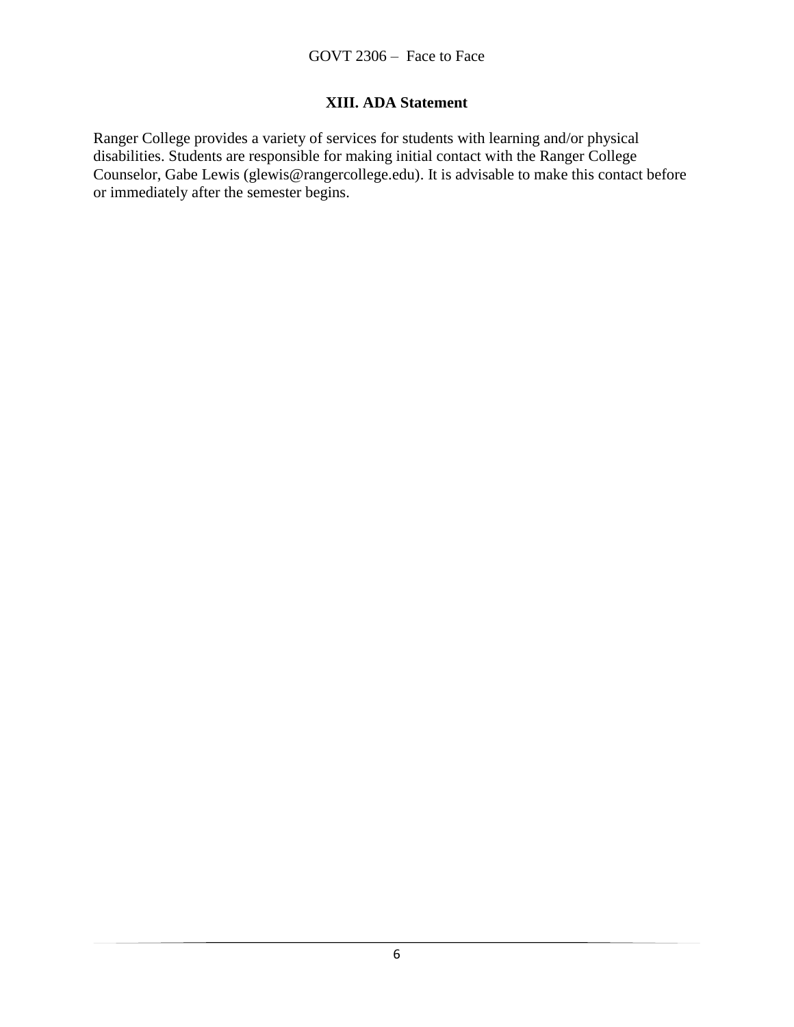## XIII. ADA Statement

Ranger College provides a variety of services for students with learning and/or physical disabilities. Students are responsible for making initial contact with the Ranger College Counselor, Gabe Lewis (glewis@rangercollege.edu). It is advisable to make this contact before or immediately after the semester begins.